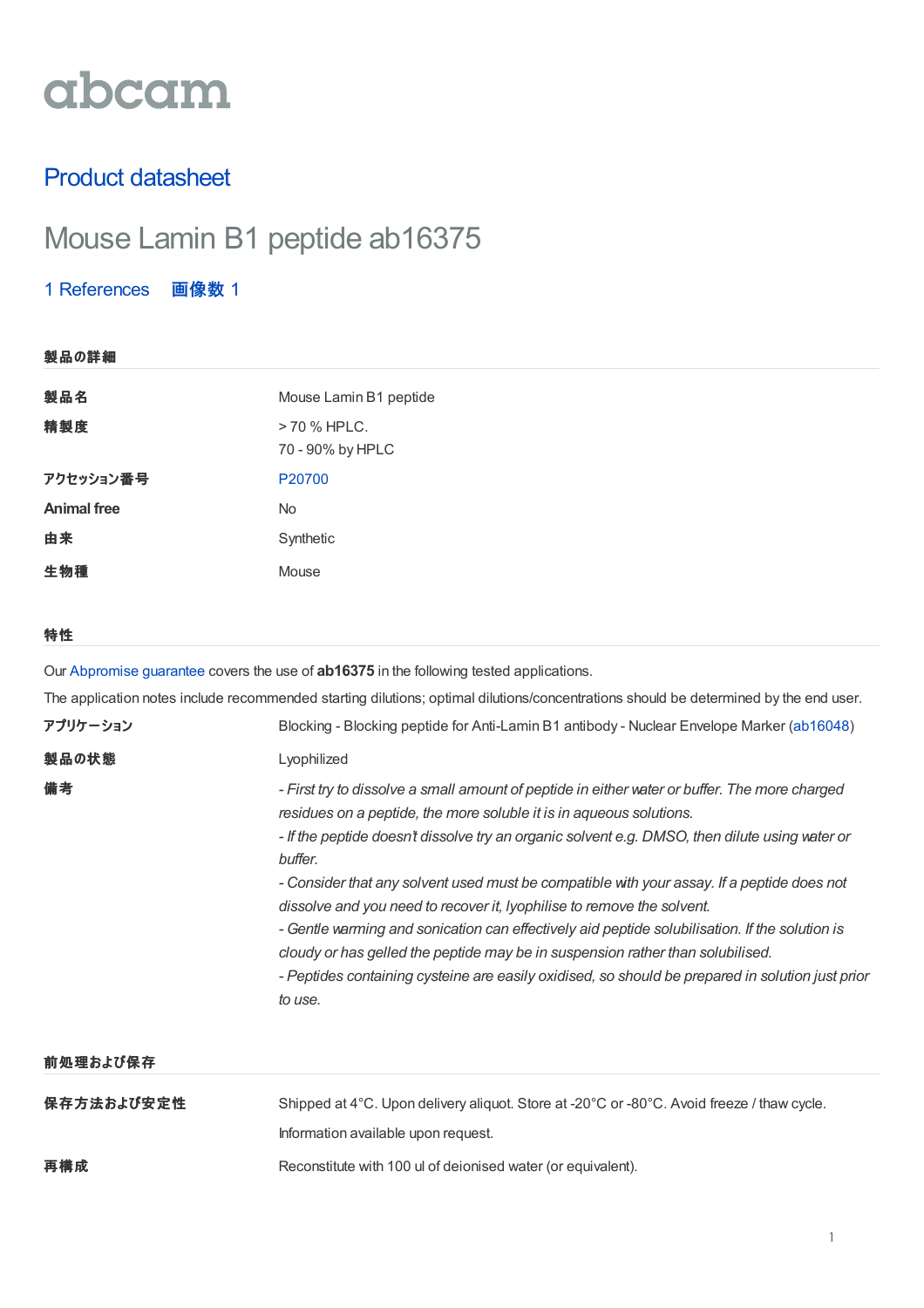abcam

# Product datasheet

## Mouse Lamin B1 peptide ab16375

1 References 画像数 1

### 製品の詳細

| | |
|---|---|
| 製品名 | Mouse Lamin B1 peptide |
| 精製度 | > 70 % HPLC.<br>70 - 90% by HPLC |
| アクセッション番号 | P20700 |
| Animal free | No |
| 由来 | Synthetic |
| 生物種 | Mouse |

### 特性

Our Abpromise guarantee covers the use of **ab16375** in the following tested applications.

The application notes include recommended starting dilutions; optimal dilutions/concentrations should be determined by the end user.

| | |
|---|---|
| アプリケーション | Blocking - Blocking peptide for Anti-Lamin B1 antibody - Nuclear Envelope Marker (ab16048) |
| 製品の状態 | Lyophilized |
| 備考 | *- First try to dissolve a small amount of peptide in either water or buffer. The more charged residues on a peptide, the more soluble it is in aqueous solutions.*<br>*- If the peptide doesn't dissolve try an organic solvent e.g. DMSO, then dilute using water or buffer.*<br>*- Consider that any solvent used must be compatible with your assay. If a peptide does not dissolve and you need to recover it, lyophilise to remove the solvent.*<br>*- Gentle warming and sonication can effectively aid peptide solubilisation. If the solution is cloudy or has gelled the peptide may be in suspension rather than solubilised.*<br>*- Peptides containing cysteine are easily oxidised, so should be prepared in solution just prior to use.* |

### 前処理および保存

| | |
|---|---|
| 保存方法および安定性 | Shipped at 4°C. Upon delivery aliquot. Store at -20°C or -80°C. Avoid freeze / thaw cycle.<br>Information available upon request. |
| 再構成 | Reconstitute with 100 ul of deionised water (or equivalent). |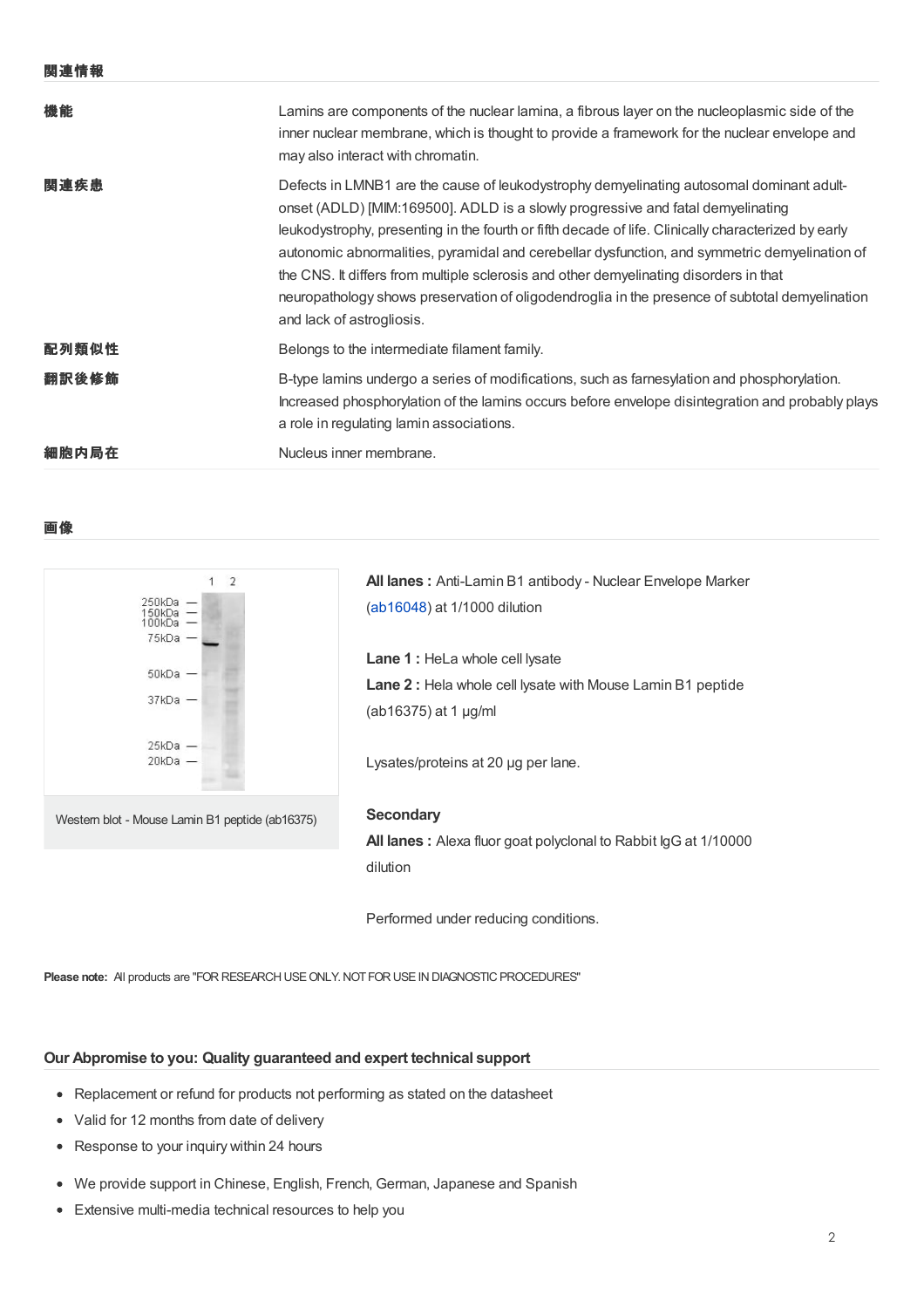## 関連情報

| | |
|---|---|
| **機能** | Lamins are components of the nuclear lamina, a fibrous layer on the nucleoplasmic side of the inner nuclear membrane, which is thought to provide a framework for the nuclear envelope and may also interact with chromatin. |
| **関連疾患** | Defects in LMNB1 are the cause of leukodystrophy demyelinating autosomal dominant adult-onset (ADLD) [MIM:169500]. ADLD is a slowly progressive and fatal demyelinating leukodystrophy, presenting in the fourth or fifth decade of life. Clinically characterized by early autonomic abnormalities, pyramidal and cerebellar dysfunction, and symmetric demyelination of the CNS. It differs from multiple sclerosis and other demyelinating disorders in that neuropathology shows preservation of oligodendroglia in the presence of subtotal demyelination and lack of astrogliosis. |
| **配列類似性** | Belongs to the intermediate filament family. |
| **翻訳後修飾** | B-type lamins undergo a series of modifications, such as farnesylation and phosphorylation. Increased phosphorylation of the lamins occurs before envelope disintegration and probably plays a role in regulating lamin associations. |
| **細胞内局在** | Nucleus inner membrane. |

## 画像

Western blot - Mouse Lamin B1 peptide (ab16375)

**All lanes :** Anti-Lamin B1 antibody - Nuclear Envelope Marker (ab16048) at 1/1000 dilution

**Lane 1 :** HeLa whole cell lysate
**Lane 2 :** Hela whole cell lysate with Mouse Lamin B1 peptide (ab16375) at 1 µg/ml

Lysates/proteins at 20 µg per lane.

**Secondary**
**All lanes :** Alexa fluor goat polyclonal to Rabbit IgG at 1/10000 dilution

Performed under reducing conditions.

**Please note:** All products are "FOR RESEARCH USE ONLY. NOT FOR USE IN DIAGNOSTIC PROCEDURES"

### Our Abpromise to you: Quality guaranteed and expert technical support

- Replacement or refund for products not performing as stated on the datasheet
- Valid for 12 months from date of delivery
- Response to your inquiry within 24 hours

- We provide support in Chinese, English, French, German, Japanese and Spanish
- Extensive multi-media technical resources to help you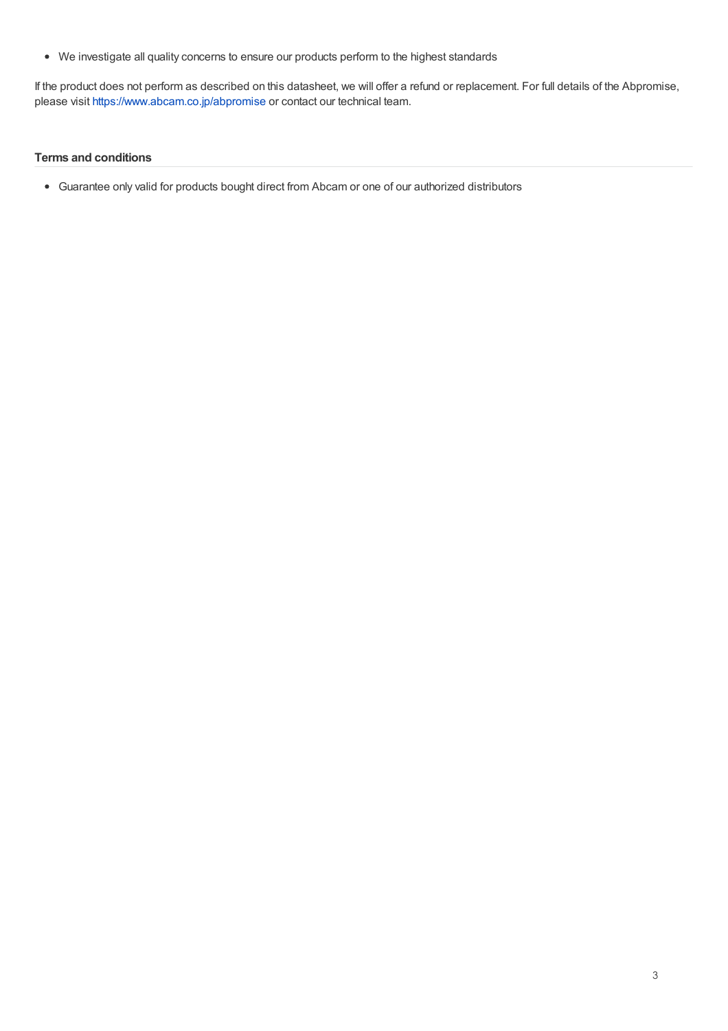- We investigate all quality concerns to ensure our products perform to the highest standards

If the product does not perform as described on this datasheet, we will offer a refund or replacement. For full details of the Abpromise, please visit https://www.abcam.co.jp/abpromise or contact our technical team.

## Terms and conditions

- Guarantee only valid for products bought direct from Abcam or one of our authorized distributors